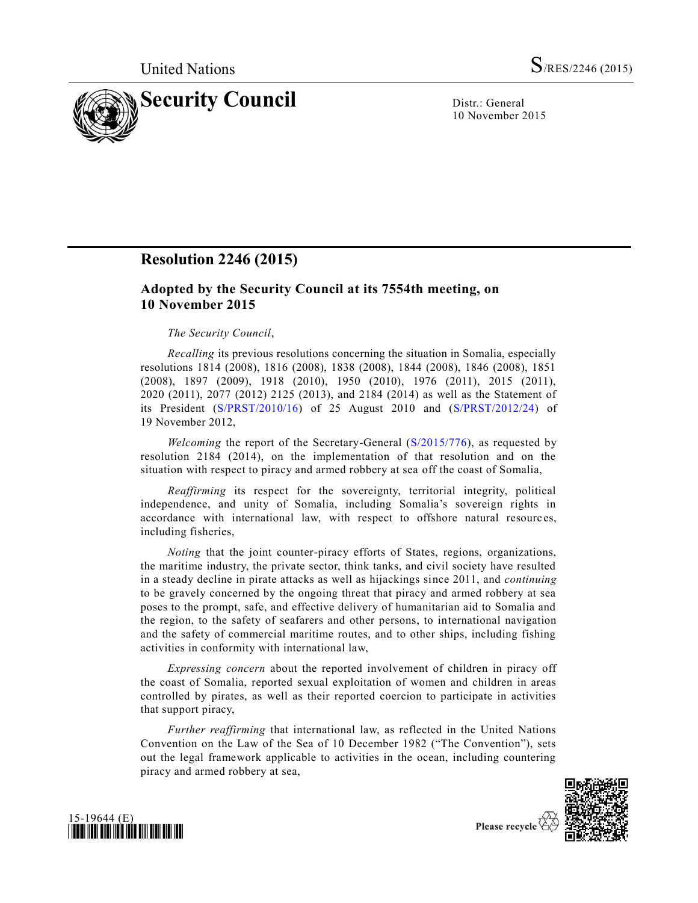United Nations S/RES/2246 (2015)

# Security Council

Distr.: General
10 November 2015

## Resolution 2246 (2015)

### Adopted by the Security Council at its 7554th meeting, on 10 November 2015

*The Security Council*,

*Recalling* its previous resolutions concerning the situation in Somalia, especially resolutions 1814 (2008), 1816 (2008), 1838 (2008), 1844 (2008), 1846 (2008), 1851 (2008), 1897 (2009), 1918 (2010), 1950 (2010), 1976 (2011), 2015 (2011), 2020 (2011), 2077 (2012) 2125 (2013), and 2184 (2014) as well as the Statement of its President (S/PRST/2010/16) of 25 August 2010 and (S/PRST/2012/24) of 19 November 2012,

*Welcoming* the report of the Secretary-General (S/2015/776), as requested by resolution 2184 (2014), on the implementation of that resolution and on the situation with respect to piracy and armed robbery at sea off the coast of Somalia,

*Reaffirming* its respect for the sovereignty, territorial integrity, political independence, and unity of Somalia, including Somalia's sovereign rights in accordance with international law, with respect to offshore natural resources, including fisheries,

*Noting* that the joint counter-piracy efforts of States, regions, organizations, the maritime industry, the private sector, think tanks, and civil society have resulted in a steady decline in pirate attacks as well as hijackings since 2011, and *continuing* to be gravely concerned by the ongoing threat that piracy and armed robbery at sea poses to the prompt, safe, and effective delivery of humanitarian aid to Somalia and the region, to the safety of seafarers and other persons, to international navigation and the safety of commercial maritime routes, and to other ships, including fishing activities in conformity with international law,

*Expressing concern* about the reported involvement of children in piracy off the coast of Somalia, reported sexual exploitation of women and children in areas controlled by pirates, as well as their reported coercion to participate in activities that support piracy,

*Further reaffirming* that international law, as reflected in the United Nations Convention on the Law of the Sea of 10 December 1982 ("The Convention"), sets out the legal framework applicable to activities in the ocean, including countering piracy and armed robbery at sea,

15-19644 (E)

Please recycle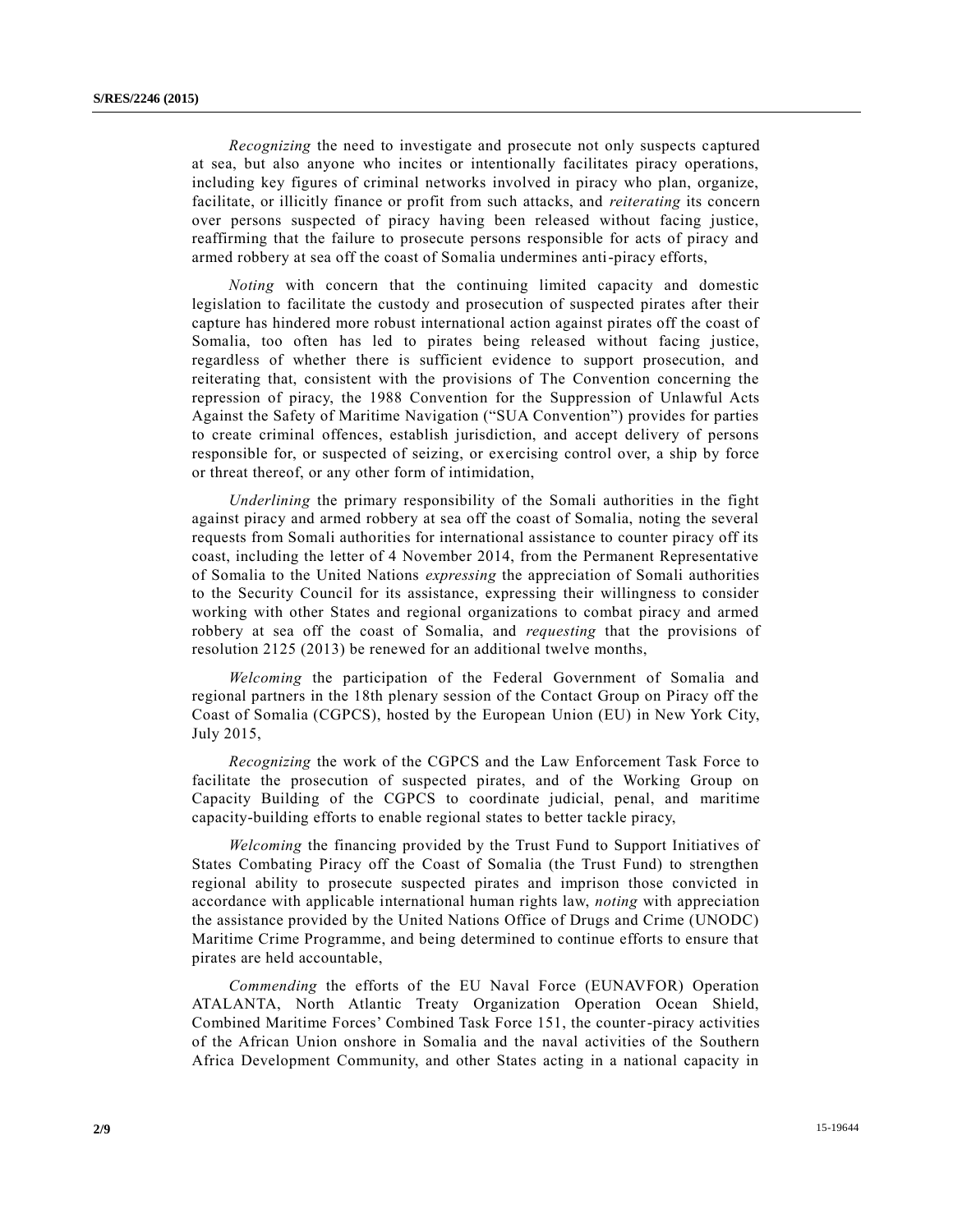*Recognizing* the need to investigate and prosecute not only suspects captured at sea, but also anyone who incites or intentionally facilitates piracy operations, including key figures of criminal networks involved in piracy who plan, organize, facilitate, or illicitly finance or profit from such attacks, and *reiterating* its concern over persons suspected of piracy having been released without facing justice, reaffirming that the failure to prosecute persons responsible for acts of piracy and armed robbery at sea off the coast of Somalia undermines anti-piracy efforts,

*Noting* with concern that the continuing limited capacity and domestic legislation to facilitate the custody and prosecution of suspected pirates after their capture has hindered more robust international action against pirates off the coast of Somalia, too often has led to pirates being released without facing justice, regardless of whether there is sufficient evidence to support prosecution, and reiterating that, consistent with the provisions of The Convention concerning the repression of piracy, the 1988 Convention for the Suppression of Unlawful Acts Against the Safety of Maritime Navigation ("SUA Convention") provides for parties to create criminal offences, establish jurisdiction, and accept delivery of persons responsible for, or suspected of seizing, or exercising control over, a ship by force or threat thereof, or any other form of intimidation,

*Underlining* the primary responsibility of the Somali authorities in the fight against piracy and armed robbery at sea off the coast of Somalia, noting the several requests from Somali authorities for international assistance to counter piracy off its coast, including the letter of 4 November 2014, from the Permanent Representative of Somalia to the United Nations *expressing* the appreciation of Somali authorities to the Security Council for its assistance, expressing their willingness to consider working with other States and regional organizations to combat piracy and armed robbery at sea off the coast of Somalia, and *requesting* that the provisions of resolution 2125 (2013) be renewed for an additional twelve months,

*Welcoming* the participation of the Federal Government of Somalia and regional partners in the 18th plenary session of the Contact Group on Piracy off the Coast of Somalia (CGPCS), hosted by the European Union (EU) in New York City, July 2015,

*Recognizing* the work of the CGPCS and the Law Enforcement Task Force to facilitate the prosecution of suspected pirates, and of the Working Group on Capacity Building of the CGPCS to coordinate judicial, penal, and maritime capacity-building efforts to enable regional states to better tackle piracy,

*Welcoming* the financing provided by the Trust Fund to Support Initiatives of States Combating Piracy off the Coast of Somalia (the Trust Fund) to strengthen regional ability to prosecute suspected pirates and imprison those convicted in accordance with applicable international human rights law, *noting* with appreciation the assistance provided by the United Nations Office of Drugs and Crime (UNODC) Maritime Crime Programme, and being determined to continue efforts to ensure that pirates are held accountable,

*Commending* the efforts of the EU Naval Force (EUNAVFOR) Operation ATALANTA, North Atlantic Treaty Organization Operation Ocean Shield, Combined Maritime Forces' Combined Task Force 151, the counter-piracy activities of the African Union onshore in Somalia and the naval activities of the Southern Africa Development Community, and other States acting in a national capacity in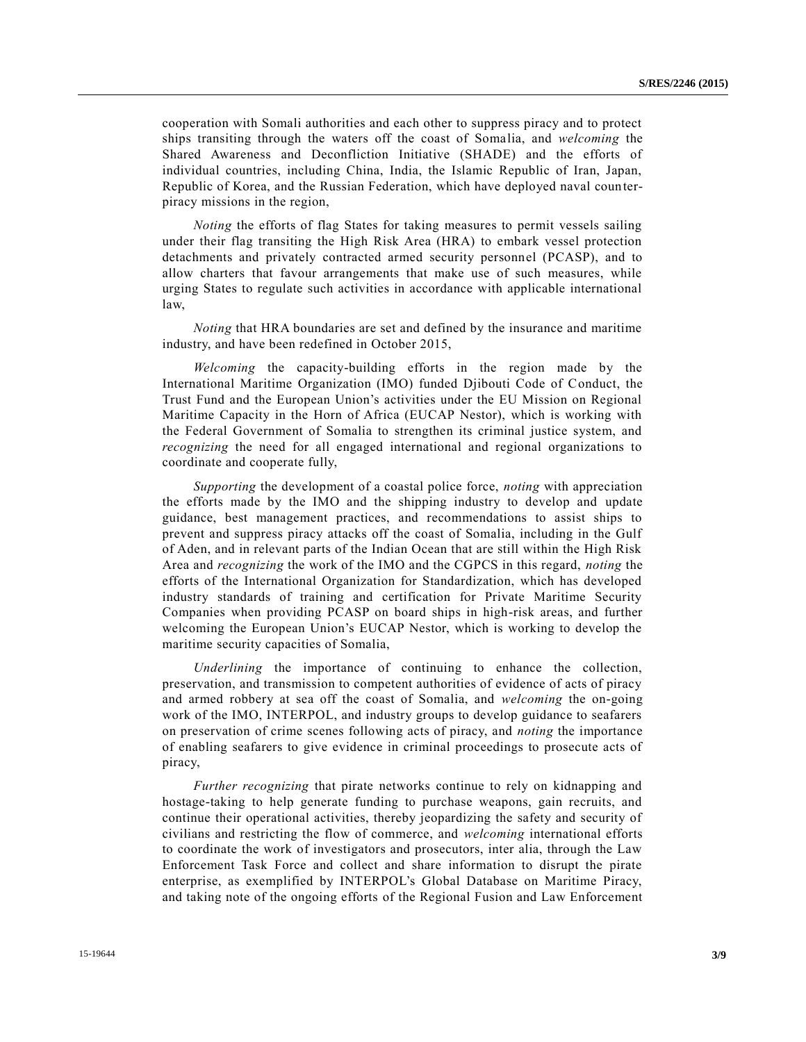cooperation with Somali authorities and each other to suppress piracy and to protect ships transiting through the waters off the coast of Somalia, and *welcoming* the Shared Awareness and Deconfliction Initiative (SHADE) and the efforts of individual countries, including China, India, the Islamic Republic of Iran, Japan, Republic of Korea, and the Russian Federation, which have deployed naval counter-piracy missions in the region,

*Noting* the efforts of flag States for taking measures to permit vessels sailing under their flag transiting the High Risk Area (HRA) to embark vessel protection detachments and privately contracted armed security personnel (PCASP), and to allow charters that favour arrangements that make use of such measures, while urging States to regulate such activities in accordance with applicable international law,

*Noting* that HRA boundaries are set and defined by the insurance and maritime industry, and have been redefined in October 2015,

*Welcoming* the capacity-building efforts in the region made by the International Maritime Organization (IMO) funded Djibouti Code of Conduct, the Trust Fund and the European Union's activities under the EU Mission on Regional Maritime Capacity in the Horn of Africa (EUCAP Nestor), which is working with the Federal Government of Somalia to strengthen its criminal justice system, and *recognizing* the need for all engaged international and regional organizations to coordinate and cooperate fully,

*Supporting* the development of a coastal police force, *noting* with appreciation the efforts made by the IMO and the shipping industry to develop and update guidance, best management practices, and recommendations to assist ships to prevent and suppress piracy attacks off the coast of Somalia, including in the Gulf of Aden, and in relevant parts of the Indian Ocean that are still within the High Risk Area and *recognizing* the work of the IMO and the CGPCS in this regard, *noting* the efforts of the International Organization for Standardization, which has developed industry standards of training and certification for Private Maritime Security Companies when providing PCASP on board ships in high-risk areas, and further welcoming the European Union's EUCAP Nestor, which is working to develop the maritime security capacities of Somalia,

*Underlining* the importance of continuing to enhance the collection, preservation, and transmission to competent authorities of evidence of acts of piracy and armed robbery at sea off the coast of Somalia, and *welcoming* the on-going work of the IMO, INTERPOL, and industry groups to develop guidance to seafarers on preservation of crime scenes following acts of piracy, and *noting* the importance of enabling seafarers to give evidence in criminal proceedings to prosecute acts of piracy,

*Further recognizing* that pirate networks continue to rely on kidnapping and hostage-taking to help generate funding to purchase weapons, gain recruits, and continue their operational activities, thereby jeopardizing the safety and security of civilians and restricting the flow of commerce, and *welcoming* international efforts to coordinate the work of investigators and prosecutors, inter alia, through the Law Enforcement Task Force and collect and share information to disrupt the pirate enterprise, as exemplified by INTERPOL's Global Database on Maritime Piracy, and taking note of the ongoing efforts of the Regional Fusion and Law Enforcement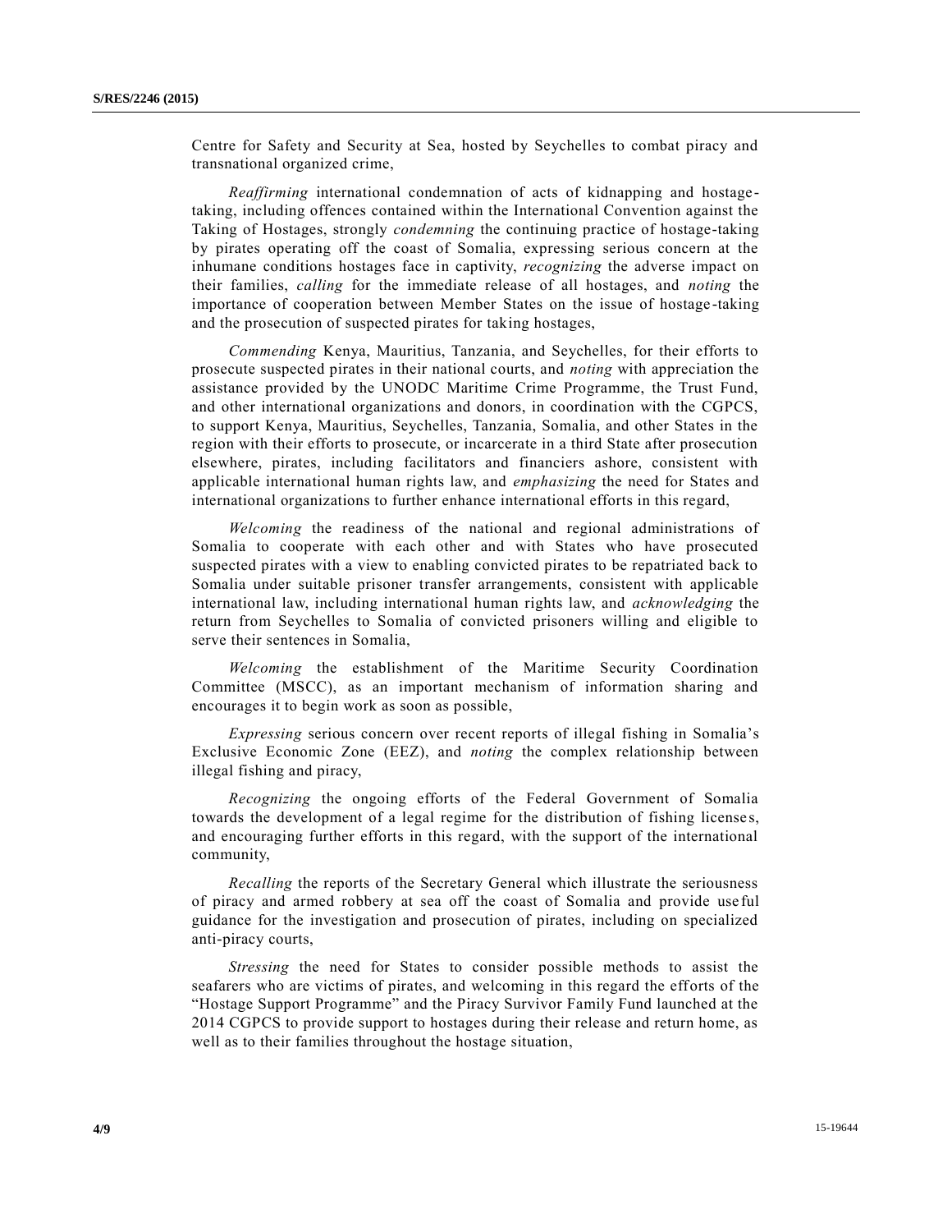Centre for Safety and Security at Sea, hosted by Seychelles to combat piracy and transnational organized crime,

*Reaffirming* international condemnation of acts of kidnapping and hostage-taking, including offences contained within the International Convention against the Taking of Hostages, strongly *condemning* the continuing practice of hostage-taking by pirates operating off the coast of Somalia, expressing serious concern at the inhumane conditions hostages face in captivity, *recognizing* the adverse impact on their families, *calling* for the immediate release of all hostages, and *noting* the importance of cooperation between Member States on the issue of hostage-taking and the prosecution of suspected pirates for taking hostages,

*Commending* Kenya, Mauritius, Tanzania, and Seychelles, for their efforts to prosecute suspected pirates in their national courts, and *noting* with appreciation the assistance provided by the UNODC Maritime Crime Programme, the Trust Fund, and other international organizations and donors, in coordination with the CGPCS, to support Kenya, Mauritius, Seychelles, Tanzania, Somalia, and other States in the region with their efforts to prosecute, or incarcerate in a third State after prosecution elsewhere, pirates, including facilitators and financiers ashore, consistent with applicable international human rights law, and *emphasizing* the need for States and international organizations to further enhance international efforts in this regard,

*Welcoming* the readiness of the national and regional administrations of Somalia to cooperate with each other and with States who have prosecuted suspected pirates with a view to enabling convicted pirates to be repatriated back to Somalia under suitable prisoner transfer arrangements, consistent with applicable international law, including international human rights law, and *acknowledging* the return from Seychelles to Somalia of convicted prisoners willing and eligible to serve their sentences in Somalia,

*Welcoming* the establishment of the Maritime Security Coordination Committee (MSCC), as an important mechanism of information sharing and encourages it to begin work as soon as possible,

*Expressing* serious concern over recent reports of illegal fishing in Somalia's Exclusive Economic Zone (EEZ), and *noting* the complex relationship between illegal fishing and piracy,

*Recognizing* the ongoing efforts of the Federal Government of Somalia towards the development of a legal regime for the distribution of fishing licenses, and encouraging further efforts in this regard, with the support of the international community,

*Recalling* the reports of the Secretary General which illustrate the seriousness of piracy and armed robbery at sea off the coast of Somalia and provide useful guidance for the investigation and prosecution of pirates, including on specialized anti-piracy courts,

*Stressing* the need for States to consider possible methods to assist the seafarers who are victims of pirates, and welcoming in this regard the efforts of the "Hostage Support Programme" and the Piracy Survivor Family Fund launched at the 2014 CGPCS to provide support to hostages during their release and return home, as well as to their families throughout the hostage situation,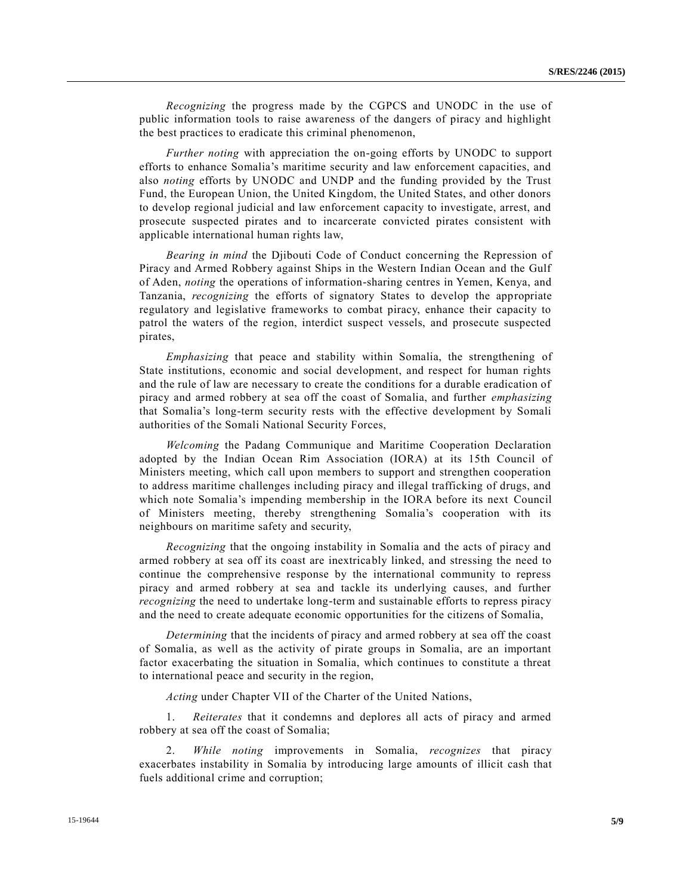*Recognizing* the progress made by the CGPCS and UNODC in the use of public information tools to raise awareness of the dangers of piracy and highlight the best practices to eradicate this criminal phenomenon,

*Further noting* with appreciation the on-going efforts by UNODC to support efforts to enhance Somalia's maritime security and law enforcement capacities, and also *noting* efforts by UNODC and UNDP and the funding provided by the Trust Fund, the European Union, the United Kingdom, the United States, and other donors to develop regional judicial and law enforcement capacity to investigate, arrest, and prosecute suspected pirates and to incarcerate convicted pirates consistent with applicable international human rights law,

*Bearing in mind* the Djibouti Code of Conduct concerning the Repression of Piracy and Armed Robbery against Ships in the Western Indian Ocean and the Gulf of Aden, *noting* the operations of information-sharing centres in Yemen, Kenya, and Tanzania, *recognizing* the efforts of signatory States to develop the appropriate regulatory and legislative frameworks to combat piracy, enhance their capacity to patrol the waters of the region, interdict suspect vessels, and prosecute suspected pirates,

*Emphasizing* that peace and stability within Somalia, the strengthening of State institutions, economic and social development, and respect for human rights and the rule of law are necessary to create the conditions for a durable eradication of piracy and armed robbery at sea off the coast of Somalia, and further *emphasizing* that Somalia's long-term security rests with the effective development by Somali authorities of the Somali National Security Forces,

*Welcoming* the Padang Communique and Maritime Cooperation Declaration adopted by the Indian Ocean Rim Association (IORA) at its 15th Council of Ministers meeting, which call upon members to support and strengthen cooperation to address maritime challenges including piracy and illegal trafficking of drugs, and which note Somalia's impending membership in the IORA before its next Council of Ministers meeting, thereby strengthening Somalia's cooperation with its neighbours on maritime safety and security,

*Recognizing* that the ongoing instability in Somalia and the acts of piracy and armed robbery at sea off its coast are inextricably linked, and stressing the need to continue the comprehensive response by the international community to repress piracy and armed robbery at sea and tackle its underlying causes, and further *recognizing* the need to undertake long-term and sustainable efforts to repress piracy and the need to create adequate economic opportunities for the citizens of Somalia,

*Determining* that the incidents of piracy and armed robbery at sea off the coast of Somalia, as well as the activity of pirate groups in Somalia, are an important factor exacerbating the situation in Somalia, which continues to constitute a threat to international peace and security in the region,

*Acting* under Chapter VII of the Charter of the United Nations,

1. *Reiterates* that it condemns and deplores all acts of piracy and armed robbery at sea off the coast of Somalia;

2. *While noting* improvements in Somalia, *recognizes* that piracy exacerbates instability in Somalia by introducing large amounts of illicit cash that fuels additional crime and corruption;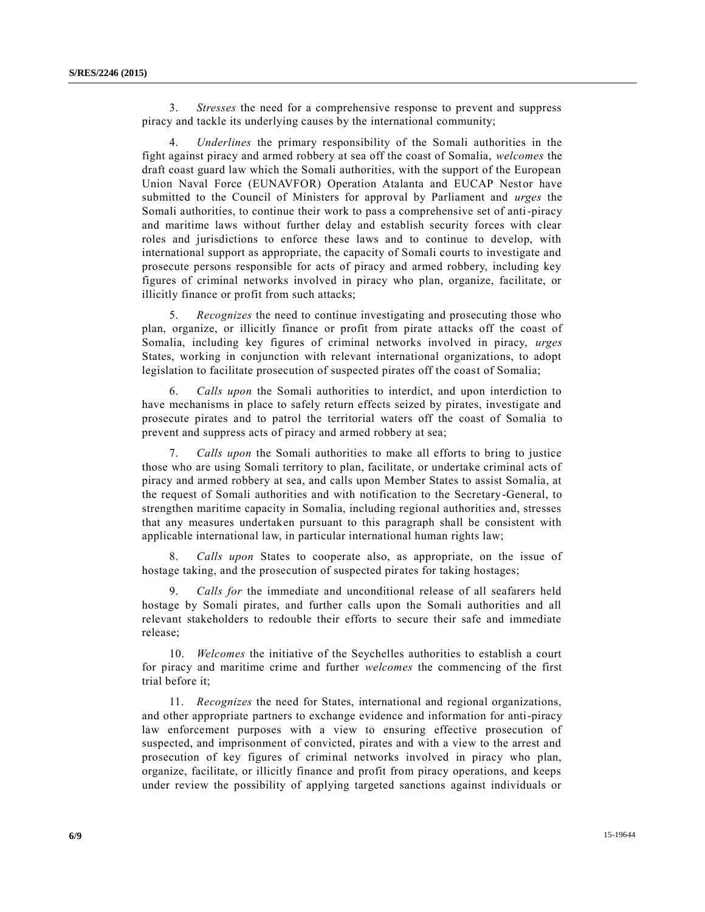3. *Stresses* the need for a comprehensive response to prevent and suppress piracy and tackle its underlying causes by the international community;

4. *Underlines* the primary responsibility of the Somali authorities in the fight against piracy and armed robbery at sea off the coast of Somalia, *welcomes* the draft coast guard law which the Somali authorities, with the support of the European Union Naval Force (EUNAVFOR) Operation Atalanta and EUCAP Nestor have submitted to the Council of Ministers for approval by Parliament and *urges* the Somali authorities, to continue their work to pass a comprehensive set of anti-piracy and maritime laws without further delay and establish security forces with clear roles and jurisdictions to enforce these laws and to continue to develop, with international support as appropriate, the capacity of Somali courts to investigate and prosecute persons responsible for acts of piracy and armed robbery, including key figures of criminal networks involved in piracy who plan, organize, facilitate, or illicitly finance or profit from such attacks;

5. *Recognizes* the need to continue investigating and prosecuting those who plan, organize, or illicitly finance or profit from pirate attacks off the coast of Somalia, including key figures of criminal networks involved in piracy, *urges* States, working in conjunction with relevant international organizations, to adopt legislation to facilitate prosecution of suspected pirates off the coast of Somalia;

6. *Calls upon* the Somali authorities to interdict, and upon interdiction to have mechanisms in place to safely return effects seized by pirates, investigate and prosecute pirates and to patrol the territorial waters off the coast of Somalia to prevent and suppress acts of piracy and armed robbery at sea;

7. *Calls upon* the Somali authorities to make all efforts to bring to justice those who are using Somali territory to plan, facilitate, or undertake criminal acts of piracy and armed robbery at sea, and calls upon Member States to assist Somalia, at the request of Somali authorities and with notification to the Secretary-General, to strengthen maritime capacity in Somalia, including regional authorities and, stresses that any measures undertaken pursuant to this paragraph shall be consistent with applicable international law, in particular international human rights law;

8. *Calls upon* States to cooperate also, as appropriate, on the issue of hostage taking, and the prosecution of suspected pirates for taking hostages;

9. *Calls for* the immediate and unconditional release of all seafarers held hostage by Somali pirates, and further calls upon the Somali authorities and all relevant stakeholders to redouble their efforts to secure their safe and immediate release;

10. *Welcomes* the initiative of the Seychelles authorities to establish a court for piracy and maritime crime and further *welcomes* the commencing of the first trial before it;

11. *Recognizes* the need for States, international and regional organizations, and other appropriate partners to exchange evidence and information for anti-piracy law enforcement purposes with a view to ensuring effective prosecution of suspected, and imprisonment of convicted, pirates and with a view to the arrest and prosecution of key figures of criminal networks involved in piracy who plan, organize, facilitate, or illicitly finance and profit from piracy operations, and keeps under review the possibility of applying targeted sanctions against individuals or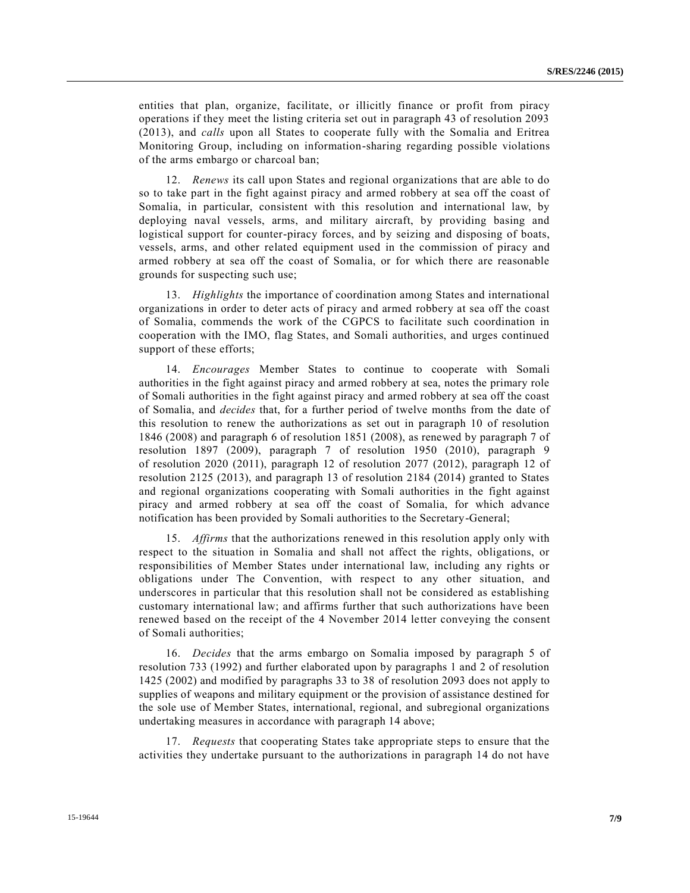entities that plan, organize, facilitate, or illicitly finance or profit from piracy operations if they meet the listing criteria set out in paragraph 43 of resolution 2093 (2013), and *calls* upon all States to cooperate fully with the Somalia and Eritrea Monitoring Group, including on information-sharing regarding possible violations of the arms embargo or charcoal ban;

12. *Renews* its call upon States and regional organizations that are able to do so to take part in the fight against piracy and armed robbery at sea off the coast of Somalia, in particular, consistent with this resolution and international law, by deploying naval vessels, arms, and military aircraft, by providing basing and logistical support for counter-piracy forces, and by seizing and disposing of boats, vessels, arms, and other related equipment used in the commission of piracy and armed robbery at sea off the coast of Somalia, or for which there are reasonable grounds for suspecting such use;

13. *Highlights* the importance of coordination among States and international organizations in order to deter acts of piracy and armed robbery at sea off the coast of Somalia, commends the work of the CGPCS to facilitate such coordination in cooperation with the IMO, flag States, and Somali authorities, and urges continued support of these efforts;

14. *Encourages* Member States to continue to cooperate with Somali authorities in the fight against piracy and armed robbery at sea, notes the primary role of Somali authorities in the fight against piracy and armed robbery at sea off the coast of Somalia, and *decides* that, for a further period of twelve months from the date of this resolution to renew the authorizations as set out in paragraph 10 of resolution 1846 (2008) and paragraph 6 of resolution 1851 (2008), as renewed by paragraph 7 of resolution 1897 (2009), paragraph 7 of resolution 1950 (2010), paragraph 9 of resolution 2020 (2011), paragraph 12 of resolution 2077 (2012), paragraph 12 of resolution 2125 (2013), and paragraph 13 of resolution 2184 (2014) granted to States and regional organizations cooperating with Somali authorities in the fight against piracy and armed robbery at sea off the coast of Somalia, for which advance notification has been provided by Somali authorities to the Secretary-General;

15. *Affirms* that the authorizations renewed in this resolution apply only with respect to the situation in Somalia and shall not affect the rights, obligations, or responsibilities of Member States under international law, including any rights or obligations under The Convention, with respect to any other situation, and underscores in particular that this resolution shall not be considered as establishing customary international law; and affirms further that such authorizations have been renewed based on the receipt of the 4 November 2014 letter conveying the consent of Somali authorities;

16. *Decides* that the arms embargo on Somalia imposed by paragraph 5 of resolution 733 (1992) and further elaborated upon by paragraphs 1 and 2 of resolution 1425 (2002) and modified by paragraphs 33 to 38 of resolution 2093 does not apply to supplies of weapons and military equipment or the provision of assistance destined for the sole use of Member States, international, regional, and subregional organizations undertaking measures in accordance with paragraph 14 above;

17. *Requests* that cooperating States take appropriate steps to ensure that the activities they undertake pursuant to the authorizations in paragraph 14 do not have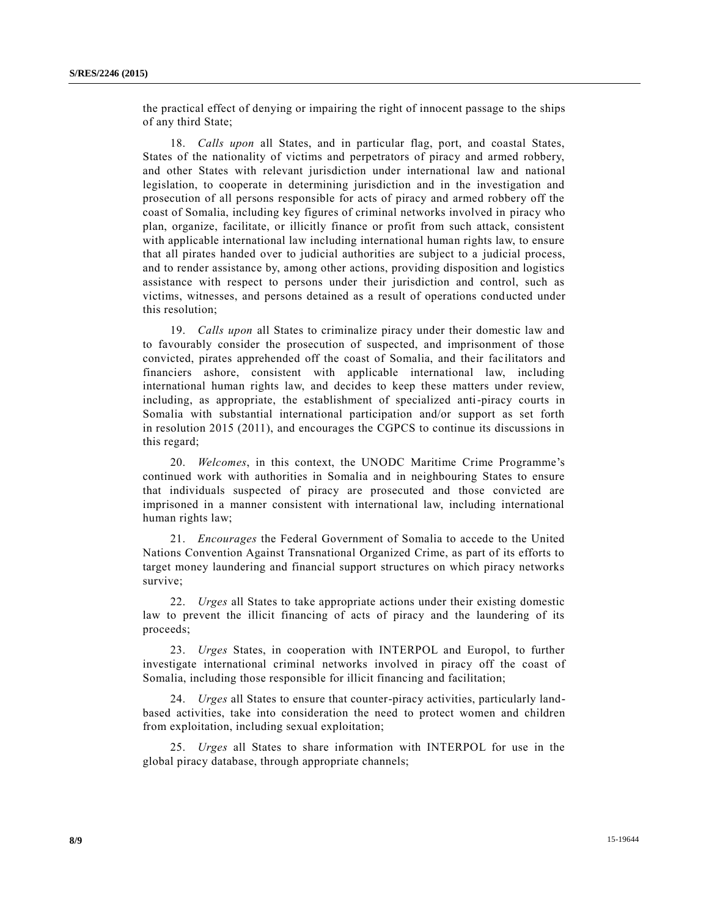the practical effect of denying or impairing the right of innocent passage to the ships of any third State;

18. *Calls upon* all States, and in particular flag, port, and coastal States, States of the nationality of victims and perpetrators of piracy and armed robbery, and other States with relevant jurisdiction under international law and national legislation, to cooperate in determining jurisdiction and in the investigation and prosecution of all persons responsible for acts of piracy and armed robbery off the coast of Somalia, including key figures of criminal networks involved in piracy who plan, organize, facilitate, or illicitly finance or profit from such attack, consistent with applicable international law including international human rights law, to ensure that all pirates handed over to judicial authorities are subject to a judicial process, and to render assistance by, among other actions, providing disposition and logistics assistance with respect to persons under their jurisdiction and control, such as victims, witnesses, and persons detained as a result of operations conducted under this resolution;

19. *Calls upon* all States to criminalize piracy under their domestic law and to favourably consider the prosecution of suspected, and imprisonment of those convicted, pirates apprehended off the coast of Somalia, and their facilitators and financiers ashore, consistent with applicable international law, including international human rights law, and decides to keep these matters under review, including, as appropriate, the establishment of specialized anti-piracy courts in Somalia with substantial international participation and/or support as set forth in resolution 2015 (2011), and encourages the CGPCS to continue its discussions in this regard;

20. *Welcomes*, in this context, the UNODC Maritime Crime Programme's continued work with authorities in Somalia and in neighbouring States to ensure that individuals suspected of piracy are prosecuted and those convicted are imprisoned in a manner consistent with international law, including international human rights law;

21. *Encourages* the Federal Government of Somalia to accede to the United Nations Convention Against Transnational Organized Crime, as part of its efforts to target money laundering and financial support structures on which piracy networks survive;

22. *Urges* all States to take appropriate actions under their existing domestic law to prevent the illicit financing of acts of piracy and the laundering of its proceeds;

23. *Urges* States, in cooperation with INTERPOL and Europol, to further investigate international criminal networks involved in piracy off the coast of Somalia, including those responsible for illicit financing and facilitation;

24. *Urges* all States to ensure that counter-piracy activities, particularly land-based activities, take into consideration the need to protect women and children from exploitation, including sexual exploitation;

25. *Urges* all States to share information with INTERPOL for use in the global piracy database, through appropriate channels;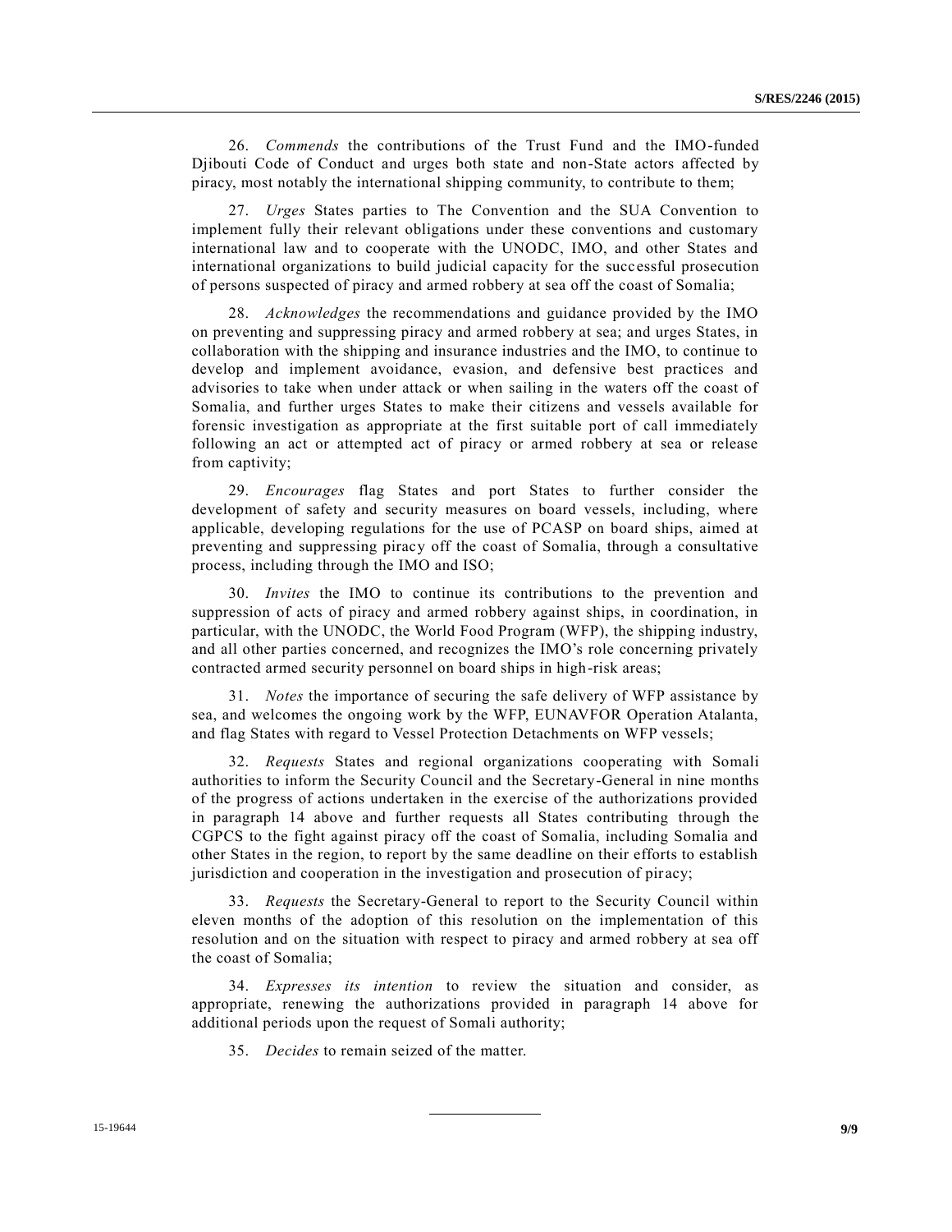26. *Commends* the contributions of the Trust Fund and the IMO-funded Djibouti Code of Conduct and urges both state and non-State actors affected by piracy, most notably the international shipping community, to contribute to them;

27. *Urges* States parties to The Convention and the SUA Convention to implement fully their relevant obligations under these conventions and customary international law and to cooperate with the UNODC, IMO, and other States and international organizations to build judicial capacity for the successful prosecution of persons suspected of piracy and armed robbery at sea off the coast of Somalia;

28. *Acknowledges* the recommendations and guidance provided by the IMO on preventing and suppressing piracy and armed robbery at sea; and urges States, in collaboration with the shipping and insurance industries and the IMO, to continue to develop and implement avoidance, evasion, and defensive best practices and advisories to take when under attack or when sailing in the waters off the coast of Somalia, and further urges States to make their citizens and vessels available for forensic investigation as appropriate at the first suitable port of call immediately following an act or attempted act of piracy or armed robbery at sea or release from captivity;

29. *Encourages* flag States and port States to further consider the development of safety and security measures on board vessels, including, where applicable, developing regulations for the use of PCASP on board ships, aimed at preventing and suppressing piracy off the coast of Somalia, through a consultative process, including through the IMO and ISO;

30. *Invites* the IMO to continue its contributions to the prevention and suppression of acts of piracy and armed robbery against ships, in coordination, in particular, with the UNODC, the World Food Program (WFP), the shipping industry, and all other parties concerned, and recognizes the IMO's role concerning privately contracted armed security personnel on board ships in high-risk areas;

31. *Notes* the importance of securing the safe delivery of WFP assistance by sea, and welcomes the ongoing work by the WFP, EUNAVFOR Operation Atalanta, and flag States with regard to Vessel Protection Detachments on WFP vessels;

32. *Requests* States and regional organizations cooperating with Somali authorities to inform the Security Council and the Secretary-General in nine months of the progress of actions undertaken in the exercise of the authorizations provided in paragraph 14 above and further requests all States contributing through the CGPCS to the fight against piracy off the coast of Somalia, including Somalia and other States in the region, to report by the same deadline on their efforts to establish jurisdiction and cooperation in the investigation and prosecution of piracy;

33. *Requests* the Secretary-General to report to the Security Council within eleven months of the adoption of this resolution on the implementation of this resolution and on the situation with respect to piracy and armed robbery at sea off the coast of Somalia;

34. *Expresses its intention* to review the situation and consider, as appropriate, renewing the authorizations provided in paragraph 14 above for additional periods upon the request of Somali authority;

35. *Decides* to remain seized of the matter.